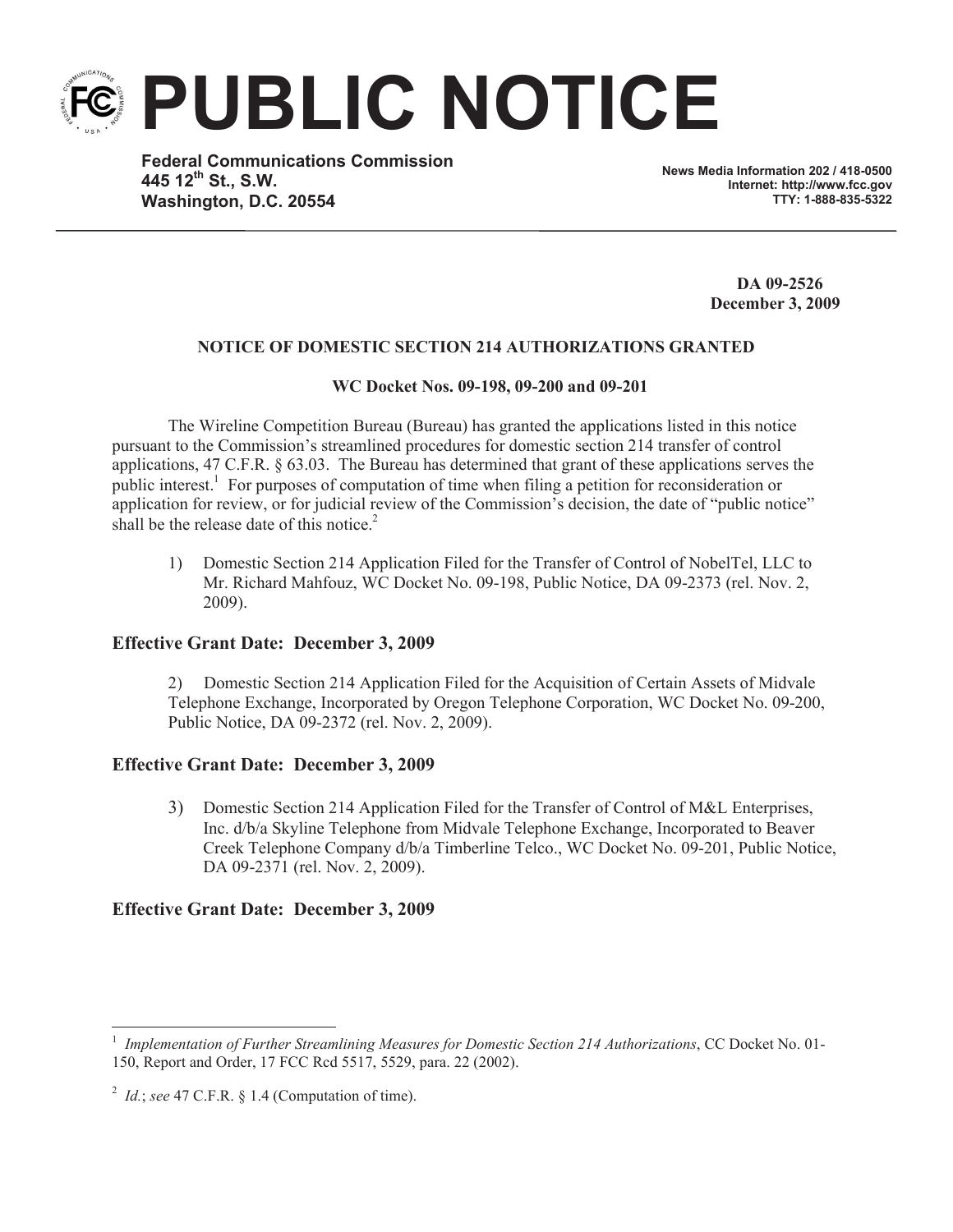# PUBLIC NOTICE

**Federal Communications Commission**
**445 12th St., S.W.**
**Washington, D.C. 20554**

**News Media Information 202 / 418-0500**
**Internet: http://www.fcc.gov**
**TTY: 1-888-835-5322**

**DA 09-2526**
**December 3, 2009**

**NOTICE OF DOMESTIC SECTION 214 AUTHORIZATIONS GRANTED**

**WC Docket Nos. 09-198, 09-200 and 09-201**

The Wireline Competition Bureau (Bureau) has granted the applications listed in this notice pursuant to the Commission's streamlined procedures for domestic section 214 transfer of control applications, 47 C.F.R. § 63.03. The Bureau has determined that grant of these applications serves the public interest.[1] For purposes of computation of time when filing a petition for reconsideration or application for review, or for judicial review of the Commission's decision, the date of "public notice" shall be the release date of this notice.[2]

1) Domestic Section 214 Application Filed for the Transfer of Control of NobelTel, LLC to Mr. Richard Mahfouz, WC Docket No. 09-198, Public Notice, DA 09-2373 (rel. Nov. 2, 2009).

**Effective Grant Date: December 3, 2009**

2) Domestic Section 214 Application Filed for the Acquisition of Certain Assets of Midvale Telephone Exchange, Incorporated by Oregon Telephone Corporation, WC Docket No. 09-200, Public Notice, DA 09-2372 (rel. Nov. 2, 2009).

**Effective Grant Date: December 3, 2009**

3) Domestic Section 214 Application Filed for the Transfer of Control of M&L Enterprises, Inc. d/b/a Skyline Telephone from Midvale Telephone Exchange, Incorporated to Beaver Creek Telephone Company d/b/a Timberline Telco., WC Docket No. 09-201, Public Notice, DA 09-2371 (rel. Nov. 2, 2009).

**Effective Grant Date: December 3, 2009**

---

[1] *Implementation of Further Streamlining Measures for Domestic Section 214 Authorizations*, CC Docket No. 01-150, Report and Order, 17 FCC Rcd 5517, 5529, para. 22 (2002).

[2] *Id.*; *see* 47 C.F.R. § 1.4 (Computation of time).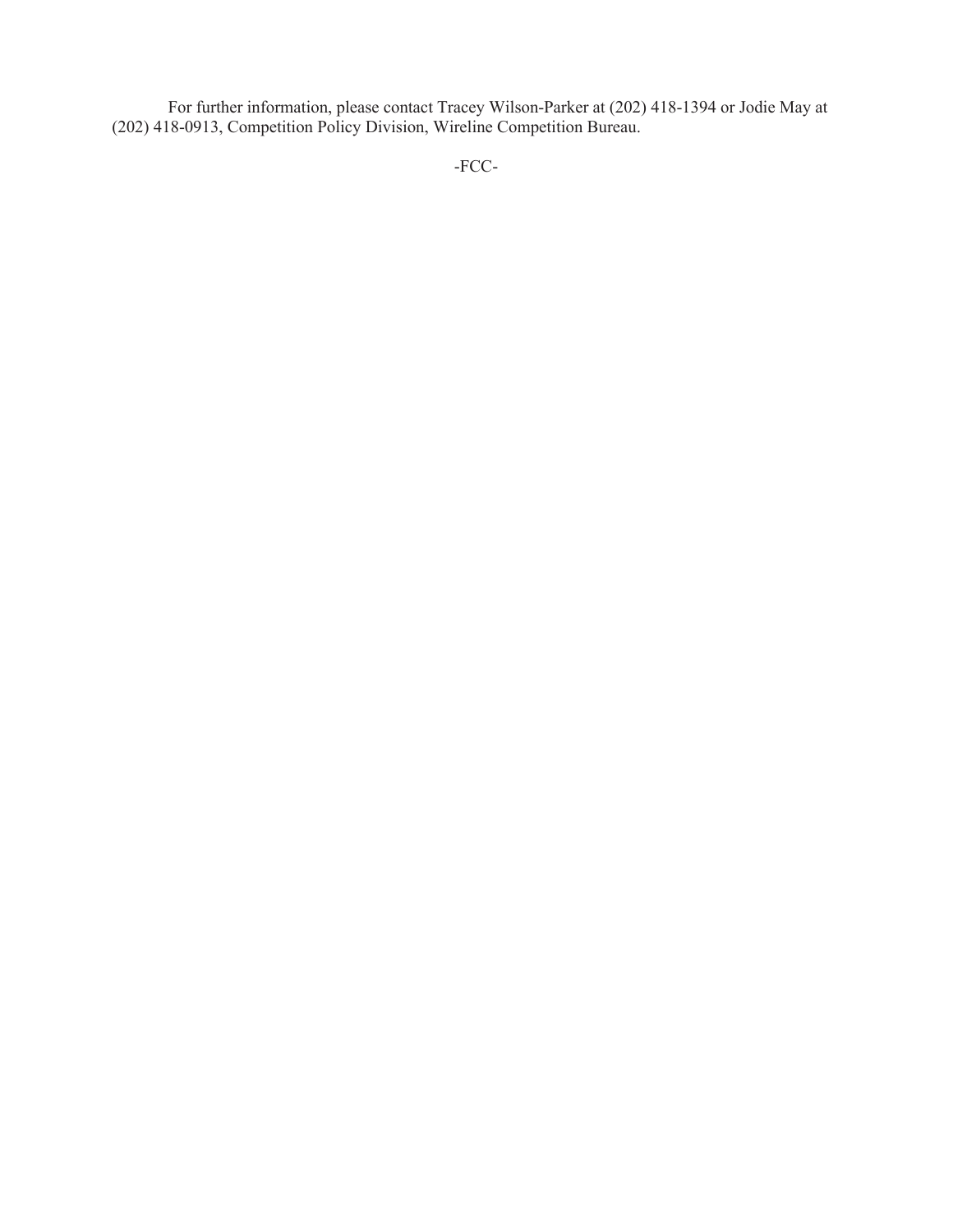For further information, please contact Tracey Wilson-Parker at (202) 418-1394 or Jodie May at (202) 418-0913, Competition Policy Division, Wireline Competition Bureau.

-FCC-